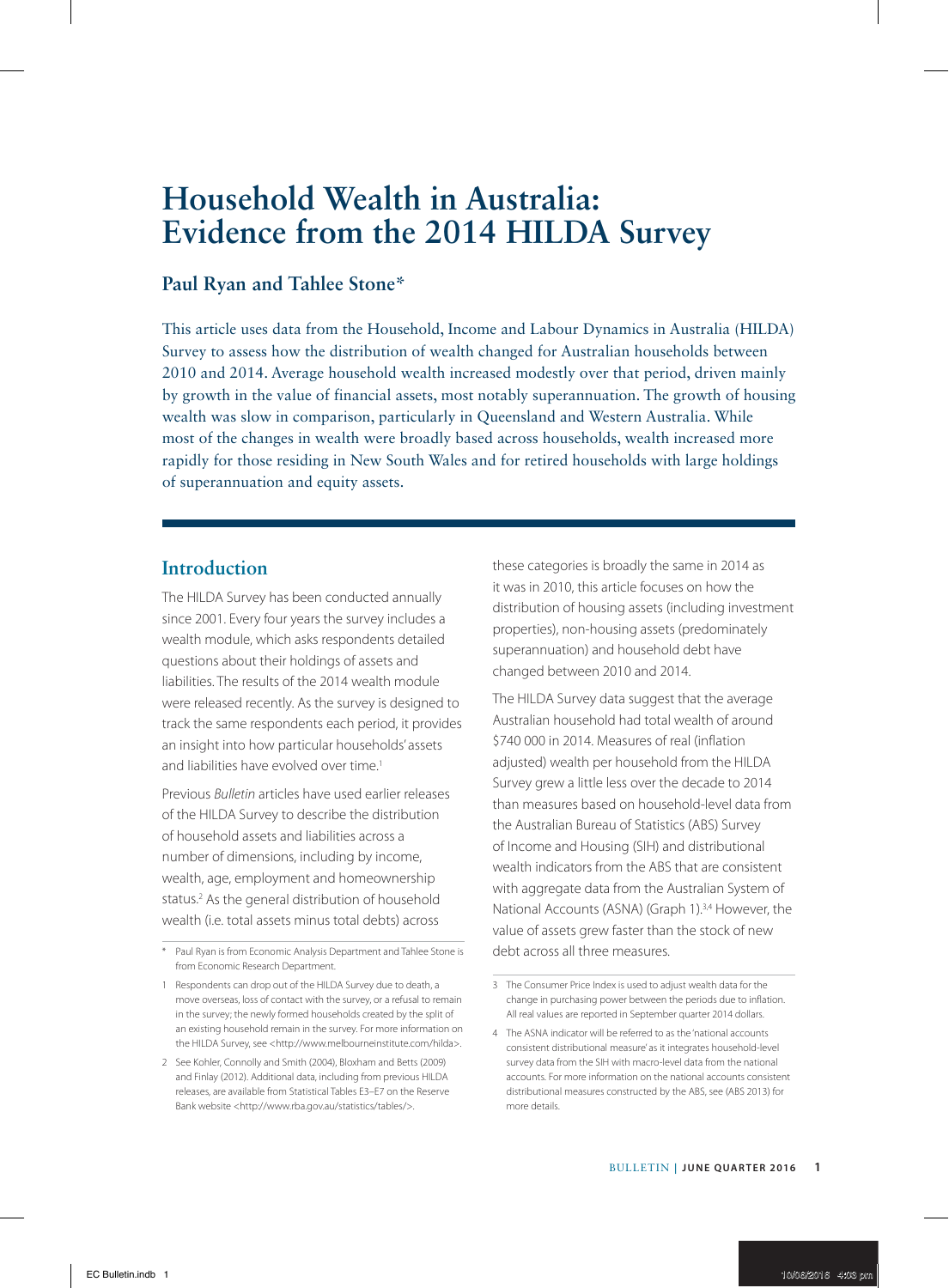# Household Wealth in Australia: Evidence from the 2014 HILDA Survey

## Paul Ryan and Tahlee Stone*

This article uses data from the Household, Income and Labour Dynamics in Australia (HILDA) Survey to assess how the distribution of wealth changed for Australian households between 2010 and 2014. Average household wealth increased modestly over that period, driven mainly by growth in the value of financial assets, most notably superannuation. The growth of housing wealth was slow in comparison, particularly in Queensland and Western Australia. While most of the changes in wealth were broadly based across households, wealth increased more rapidly for those residing in New South Wales and for retired households with large holdings of superannuation and equity assets.

## Introduction

The HILDA Survey has been conducted annually since 2001. Every four years the survey includes a wealth module, which asks respondents detailed questions about their holdings of assets and liabilities. The results of the 2014 wealth module were released recently. As the survey is designed to track the same respondents each period, it provides an insight into how particular households' assets and liabilities have evolved over time.[1]

Previous *Bulletin* articles have used earlier releases of the HILDA Survey to describe the distribution of household assets and liabilities across a number of dimensions, including by income, wealth, age, employment and homeownership status.[2] As the general distribution of household wealth (i.e. total assets minus total debts) across these categories is broadly the same in 2014 as it was in 2010, this article focuses on how the distribution of housing assets (including investment properties), non-housing assets (predominately superannuation) and household debt have changed between 2010 and 2014.

The HILDA Survey data suggest that the average Australian household had total wealth of around \$740 000 in 2014. Measures of real (inflation adjusted) wealth per household from the HILDA Survey grew a little less over the decade to 2014 than measures based on household-level data from the Australian Bureau of Statistics (ABS) Survey of Income and Housing (SIH) and distributional wealth indicators from the ABS that are consistent with aggregate data from the Australian System of National Accounts (ASNA) (Graph 1).[3,4] However, the value of assets grew faster than the stock of new debt across all three measures.

---

\* Paul Ryan is from Economic Analysis Department and Tahlee Stone is from Economic Research Department.

1 Respondents can drop out of the HILDA Survey due to death, a move overseas, loss of contact with the survey, or a refusal to remain in the survey; the newly formed households created by the split of an existing household remain in the survey. For more information on the HILDA Survey, see <http://www.melbourneinstitute.com/hilda>.

2 See Kohler, Connolly and Smith (2004), Bloxham and Betts (2009) and Finlay (2012). Additional data, including from previous HILDA releases, are available from Statistical Tables E3–E7 on the Reserve Bank website <http://www.rba.gov.au/statistics/tables/>.

3 The Consumer Price Index is used to adjust wealth data for the change in purchasing power between the periods due to inflation. All real values are reported in September quarter 2014 dollars.

4 The ASNA indicator will be referred to as the 'national accounts consistent distributional measure' as it integrates household-level survey data from the SIH with macro-level data from the national accounts. For more information on the national accounts consistent distributional measures constructed by the ABS, see (ABS 2013) for more details.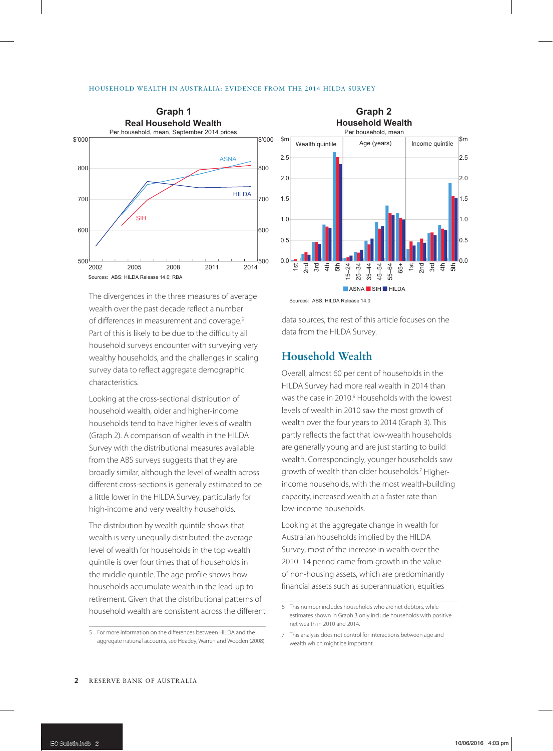**Graph 1**
**Real Household Wealth**
Per household, mean, September 2014 prices

Sources: ABS; HILDA Release 14.0; RBA

**Graph 2**
**Household Wealth**
Per household, mean

Sources: ABS; HILDA Release 14.0

The divergences in the three measures of average wealth over the past decade reflect a number of differences in measurement and coverage.[5] Part of this is likely to be due to the difficulty all household surveys encounter with surveying very wealthy households, and the challenges in scaling survey data to reflect aggregate demographic characteristics.

Looking at the cross-sectional distribution of household wealth, older and higher-income households tend to have higher levels of wealth (Graph 2). A comparison of wealth in the HILDA Survey with the distributional measures available from the ABS surveys suggests that they are broadly similar, although the level of wealth across different cross-sections is generally estimated to be a little lower in the HILDA Survey, particularly for high-income and very wealthy households.

The distribution by wealth quintile shows that wealth is very unequally distributed: the average level of wealth for households in the top wealth quintile is over four times that of households in the middle quintile. The age profile shows how households accumulate wealth in the lead-up to retirement. Given that the distributional patterns of household wealth are consistent across the different data sources, the rest of this article focuses on the data from the HILDA Survey.

## Household Wealth

Overall, almost 60 per cent of households in the HILDA Survey had more real wealth in 2014 than was the case in 2010.[6] Households with the lowest levels of wealth in 2010 saw the most growth of wealth over the four years to 2014 (Graph 3). This partly reflects the fact that low-wealth households are generally young and are just starting to build wealth. Correspondingly, younger households saw growth of wealth than older households.[7] Higher-income households, with the most wealth-building capacity, increased wealth at a faster rate than low-income households.

Looking at the aggregate change in wealth for Australian households implied by the HILDA Survey, most of the increase in wealth over the 2010–14 period came from growth in the value of non-housing assets, which are predominantly financial assets such as superannuation, equities

5 For more information on the differences between HILDA and the aggregate national accounts, see Headey, Warren and Wooden (2008).

6 This number includes households who are net debtors, while estimates shown in Graph 3 only include households with positive net wealth in 2010 and 2014.

7 This analysis does not control for interactions between age and wealth which might be important.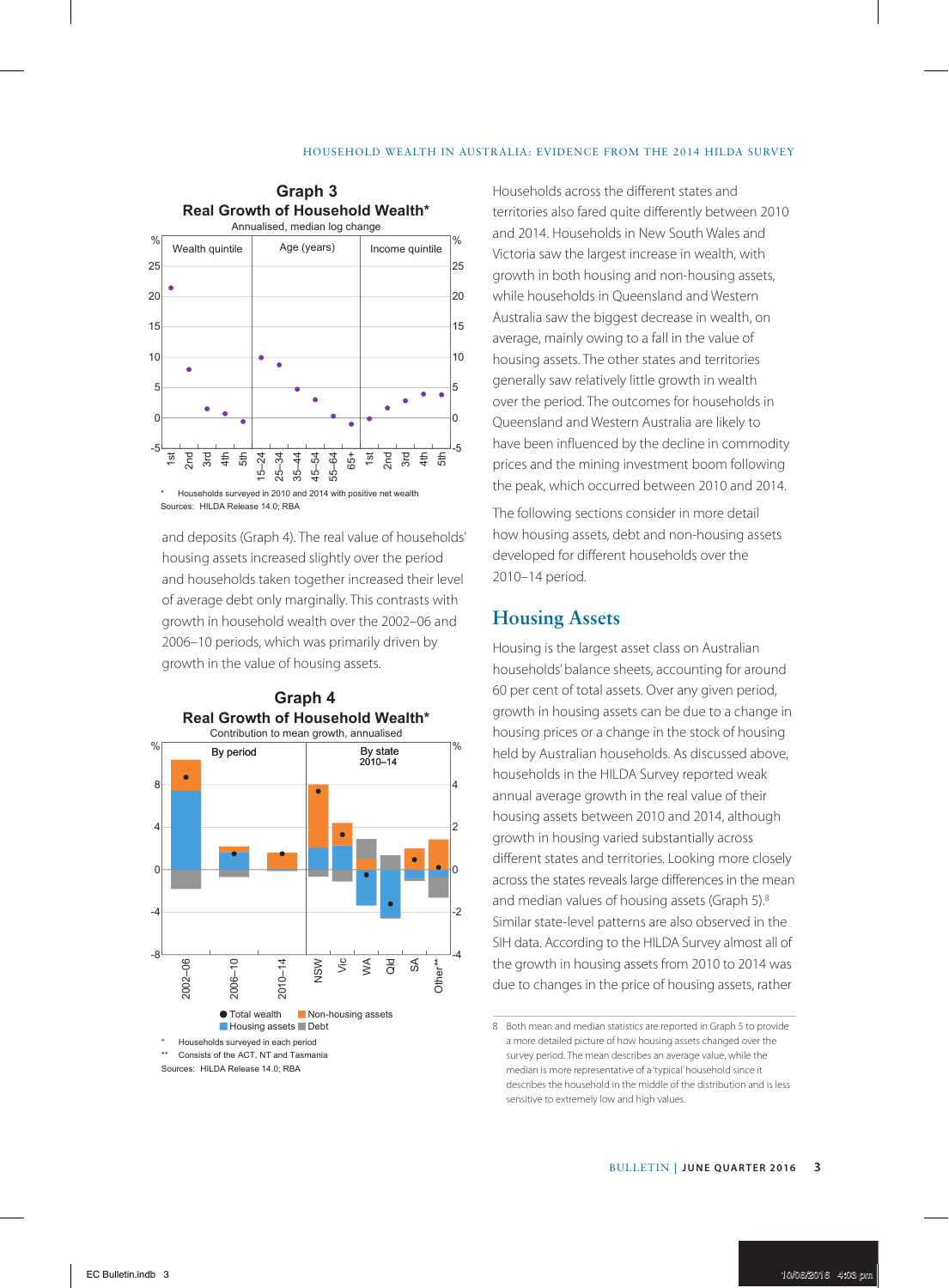**Graph 3**
**Real Growth of Household Wealth***
Annualised, median log change

\* Households surveyed in 2010 and 2014 with positive net wealth
Sources: HILDA Release 14.0; RBA

and deposits (Graph 4). The real value of households' housing assets increased slightly over the period and households taken together increased their level of average debt only marginally. This contrasts with growth in household wealth over the 2002–06 and 2006–10 periods, which was primarily driven by growth in the value of housing assets.

**Graph 4**
**Real Growth of Household Wealth***
Contribution to mean growth, annualised

\* Households surveyed in each period
\*\* Consists of the ACT, NT and Tasmania
Sources: HILDA Release 14.0; RBA

Households across the different states and territories also fared quite differently between 2010 and 2014. Households in New South Wales and Victoria saw the largest increase in wealth, with growth in both housing and non-housing assets, while households in Queensland and Western Australia saw the biggest decrease in wealth, on average, mainly owing to a fall in the value of housing assets. The other states and territories generally saw relatively little growth in wealth over the period. The outcomes for households in Queensland and Western Australia are likely to have been influenced by the decline in commodity prices and the mining investment boom following the peak, which occurred between 2010 and 2014.

The following sections consider in more detail how housing assets, debt and non-housing assets developed for different households over the 2010–14 period.

## Housing Assets

Housing is the largest asset class on Australian households' balance sheets, accounting for around 60 per cent of total assets. Over any given period, growth in housing assets can be due to a change in housing prices or a change in the stock of housing held by Australian households. As discussed above, households in the HILDA Survey reported weak annual average growth in the real value of their housing assets between 2010 and 2014, although growth in housing varied substantially across different states and territories. Looking more closely across the states reveals large differences in the mean and median values of housing assets (Graph 5).[8] Similar state-level patterns are also observed in the SIH data. According to the HILDA Survey almost all of the growth in housing assets from 2010 to 2014 was due to changes in the price of housing assets, rather

8 Both mean and median statistics are reported in Graph 5 to provide a more detailed picture of how housing assets changed over the survey period. The mean describes an average value, while the median is more representative of a 'typical' household since it describes the household in the middle of the distribution and is less sensitive to extremely low and high values.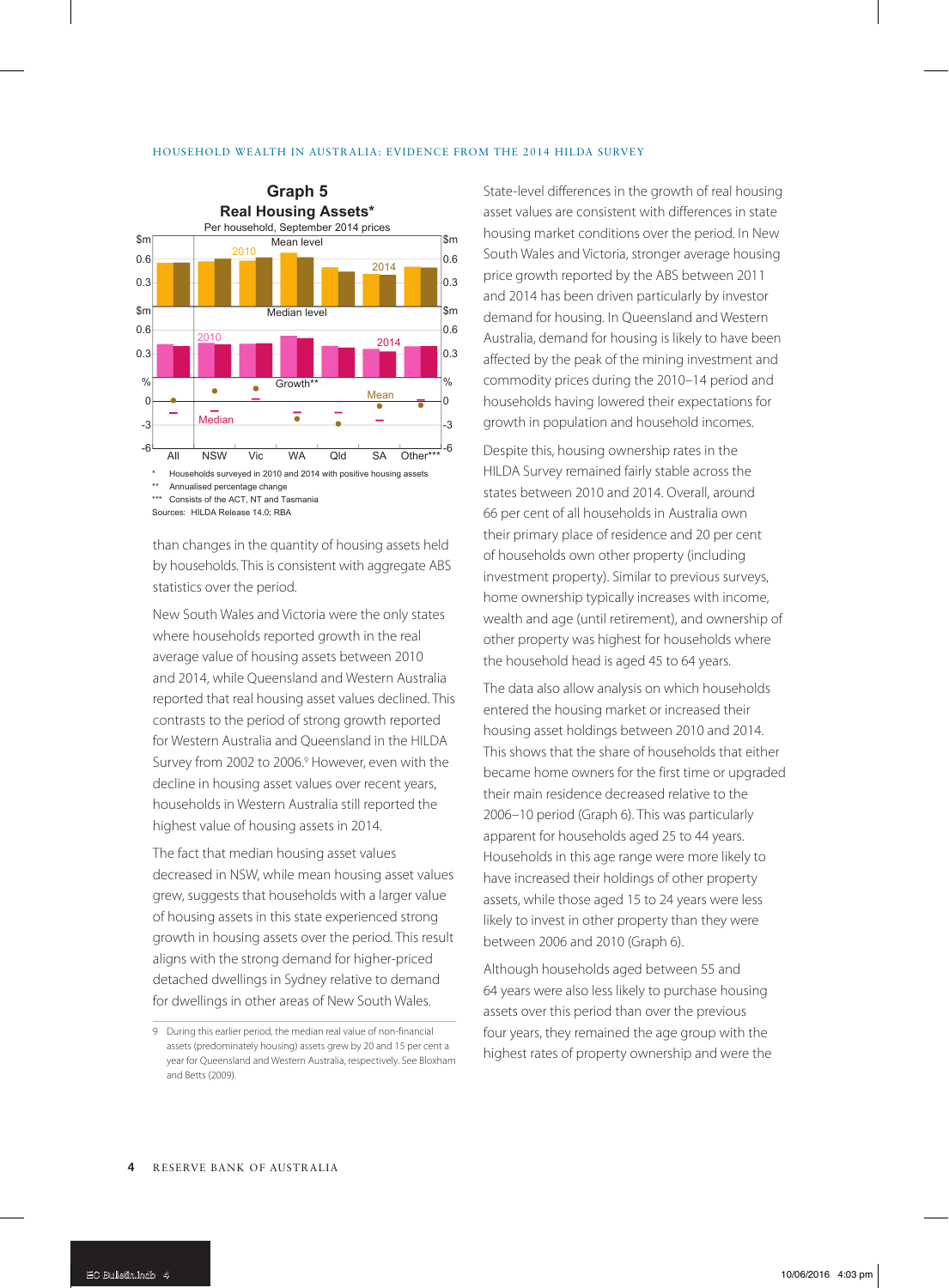**Graph 5**
**Real Housing Assets***
Per household, September 2014 prices

\* Households surveyed in 2010 and 2014 with positive housing assets
\*\* Annualised percentage change
\*\*\* Consists of the ACT, NT and Tasmania
Sources: HILDA Release 14.0; RBA

than changes in the quantity of housing assets held by households. This is consistent with aggregate ABS statistics over the period.

New South Wales and Victoria were the only states where households reported growth in the real average value of housing assets between 2010 and 2014, while Queensland and Western Australia reported that real housing asset values declined. This contrasts to the period of strong growth reported for Western Australia and Queensland in the HILDA Survey from 2002 to 2006.[9] However, even with the decline in housing asset values over recent years, households in Western Australia still reported the highest value of housing assets in 2014.

The fact that median housing asset values decreased in NSW, while mean housing asset values grew, suggests that households with a larger value of housing assets in this state experienced strong growth in housing assets over the period. This result aligns with the strong demand for higher-priced detached dwellings in Sydney relative to demand for dwellings in other areas of New South Wales.

State-level differences in the growth of real housing asset values are consistent with differences in state housing market conditions over the period. In New South Wales and Victoria, stronger average housing price growth reported by the ABS between 2011 and 2014 has been driven particularly by investor demand for housing. In Queensland and Western Australia, demand for housing is likely to have been affected by the peak of the mining investment and commodity prices during the 2010–14 period and households having lowered their expectations for growth in population and household incomes.

Despite this, housing ownership rates in the HILDA Survey remained fairly stable across the states between 2010 and 2014. Overall, around 66 per cent of all households in Australia own their primary place of residence and 20 per cent of households own other property (including investment property). Similar to previous surveys, home ownership typically increases with income, wealth and age (until retirement), and ownership of other property was highest for households where the household head is aged 45 to 64 years.

The data also allow analysis on which households entered the housing market or increased their housing asset holdings between 2010 and 2014. This shows that the share of households that either became home owners for the first time or upgraded their main residence decreased relative to the 2006–10 period (Graph 6). This was particularly apparent for households aged 25 to 44 years. Households in this age range were more likely to have increased their holdings of other property assets, while those aged 15 to 24 years were less likely to invest in other property than they were between 2006 and 2010 (Graph 6).

Although households aged between 55 and 64 years were also less likely to purchase housing assets over this period than over the previous four years, they remained the age group with the highest rates of property ownership and were the

---

9 During this earlier period, the median real value of non-financial assets (predominately housing) assets grew by 20 and 15 per cent a year for Queensland and Western Australia, respectively. See Bloxham and Betts (2009).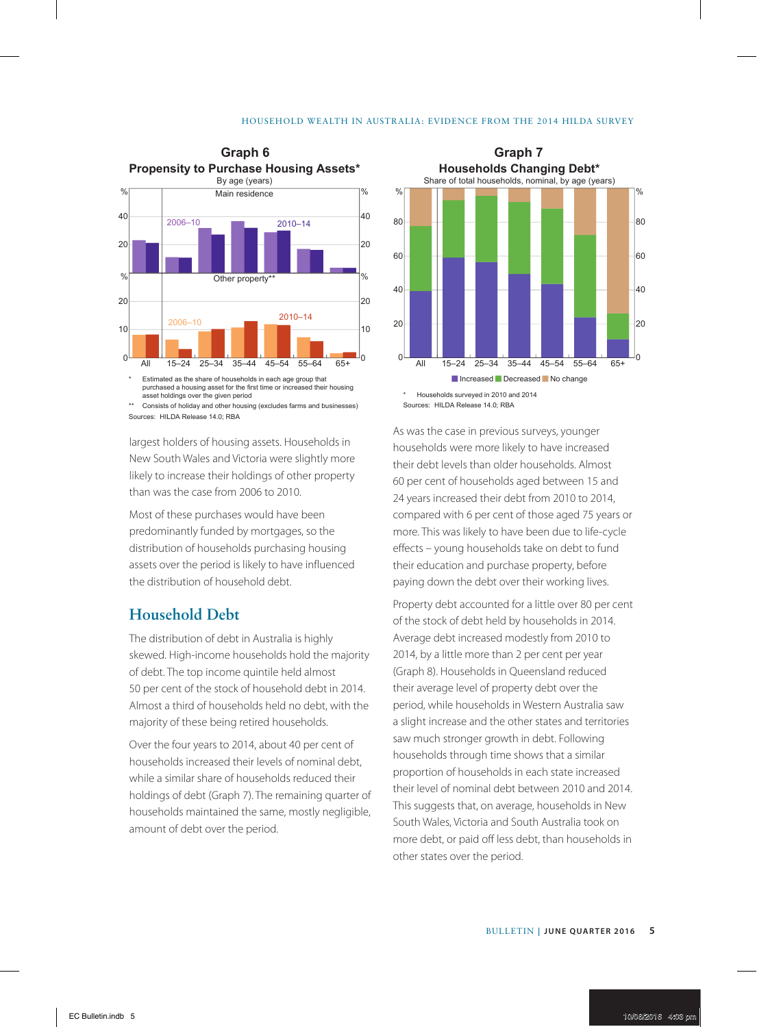**Graph 6**

**Propensity to Purchase Housing Assets***

By age (years)

\* Estimated as the share of households in each age group that purchased a housing asset for the first time or increased their housing asset holdings over the given period

\*\* Consists of holiday and other housing (excludes farms and businesses)

Sources: HILDA Release 14.0; RBA

**Graph 7**

**Households Changing Debt***

Share of total households, nominal, by age (years)

\* Households surveyed in 2010 and 2014

Sources: HILDA Release 14.0; RBA

largest holders of housing assets. Households in New South Wales and Victoria were slightly more likely to increase their holdings of other property than was the case from 2006 to 2010.

Most of these purchases would have been predominantly funded by mortgages, so the distribution of households purchasing housing assets over the period is likely to have influenced the distribution of household debt.

## Household Debt

The distribution of debt in Australia is highly skewed. High-income households hold the majority of debt. The top income quintile held almost 50 per cent of the stock of household debt in 2014. Almost a third of households held no debt, with the majority of these being retired households.

Over the four years to 2014, about 40 per cent of households increased their levels of nominal debt, while a similar share of households reduced their holdings of debt (Graph 7). The remaining quarter of households maintained the same, mostly negligible, amount of debt over the period.

As was the case in previous surveys, younger households were more likely to have increased their debt levels than older households. Almost 60 per cent of households aged between 15 and 24 years increased their debt from 2010 to 2014, compared with 6 per cent of those aged 75 years or more. This was likely to have been due to life-cycle effects – young households take on debt to fund their education and purchase property, before paying down the debt over their working lives.

Property debt accounted for a little over 80 per cent of the stock of debt held by households in 2014. Average debt increased modestly from 2010 to 2014, by a little more than 2 per cent per year (Graph 8). Households in Queensland reduced their average level of property debt over the period, while households in Western Australia saw a slight increase and the other states and territories saw much stronger growth in debt. Following households through time shows that a similar proportion of households in each state increased their level of nominal debt between 2010 and 2014. This suggests that, on average, households in New South Wales, Victoria and South Australia took on more debt, or paid off less debt, than households in other states over the period.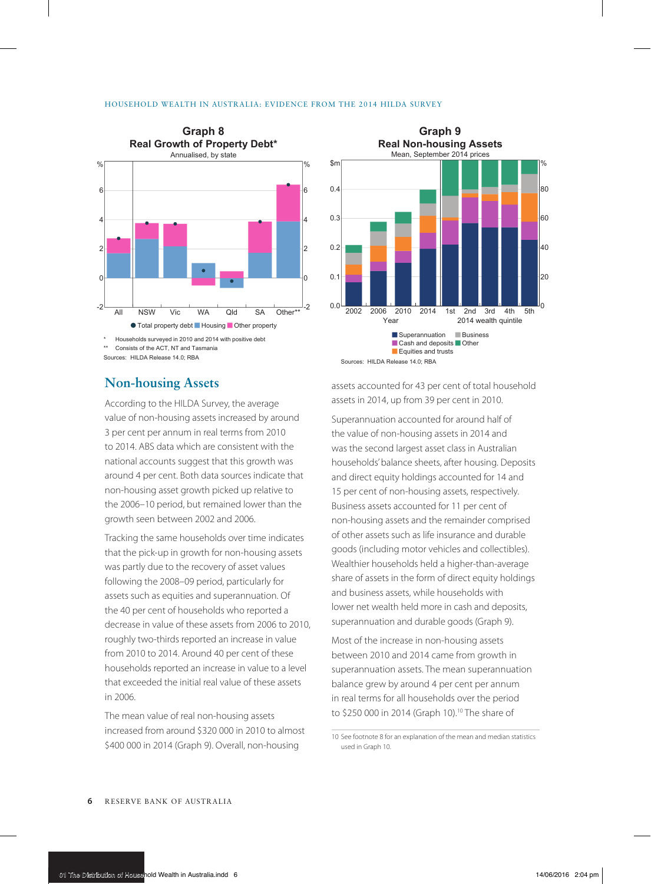**Graph 8**
**Real Growth of Property Debt***
Annualised, by state

● Total property debt ■ Housing ■ Other property

\* Households surveyed in 2010 and 2014 with positive debt
\*\* Consists of the ACT, NT and Tasmania
Sources: HILDA Release 14.0; RBA

**Graph 9**
**Real Non-housing Assets**
Mean, September 2014 prices

■ Superannuation ■ Business
■ Cash and deposits ■ Other
■ Equities and trusts

Sources: HILDA Release 14.0; RBA

## Non-housing Assets

According to the HILDA Survey, the average value of non-housing assets increased by around 3 per cent per annum in real terms from 2010 to 2014. ABS data which are consistent with the national accounts suggest that this growth was around 4 per cent. Both data sources indicate that non-housing asset growth picked up relative to the 2006–10 period, but remained lower than the growth seen between 2002 and 2006.

Tracking the same households over time indicates that the pick-up in growth for non-housing assets was partly due to the recovery of asset values following the 2008–09 period, particularly for assets such as equities and superannuation. Of the 40 per cent of households who reported a decrease in value of these assets from 2006 to 2010, roughly two-thirds reported an increase in value from 2010 to 2014. Around 40 per cent of these households reported an increase in value to a level that exceeded the initial real value of these assets in 2006.

The mean value of real non-housing assets increased from around $320 000 in 2010 to almost $400 000 in 2014 (Graph 9). Overall, non-housing assets accounted for 43 per cent of total household assets in 2014, up from 39 per cent in 2010.

Superannuation accounted for around half of the value of non-housing assets in 2014 and was the second largest asset class in Australian households' balance sheets, after housing. Deposits and direct equity holdings accounted for 14 and 15 per cent of non-housing assets, respectively. Business assets accounted for 11 per cent of non-housing assets and the remainder comprised of other assets such as life insurance and durable goods (including motor vehicles and collectibles). Wealthier households held a higher-than-average share of assets in the form of direct equity holdings and business assets, while households with lower net wealth held more in cash and deposits, superannuation and durable goods (Graph 9).

Most of the increase in non-housing assets between 2010 and 2014 came from growth in superannuation assets. The mean superannuation balance grew by around 4 per cent per annum in real terms for all households over the period to $250 000 in 2014 (Graph 10).[10] The share of

10 See footnote 8 for an explanation of the mean and median statistics used in Graph 10.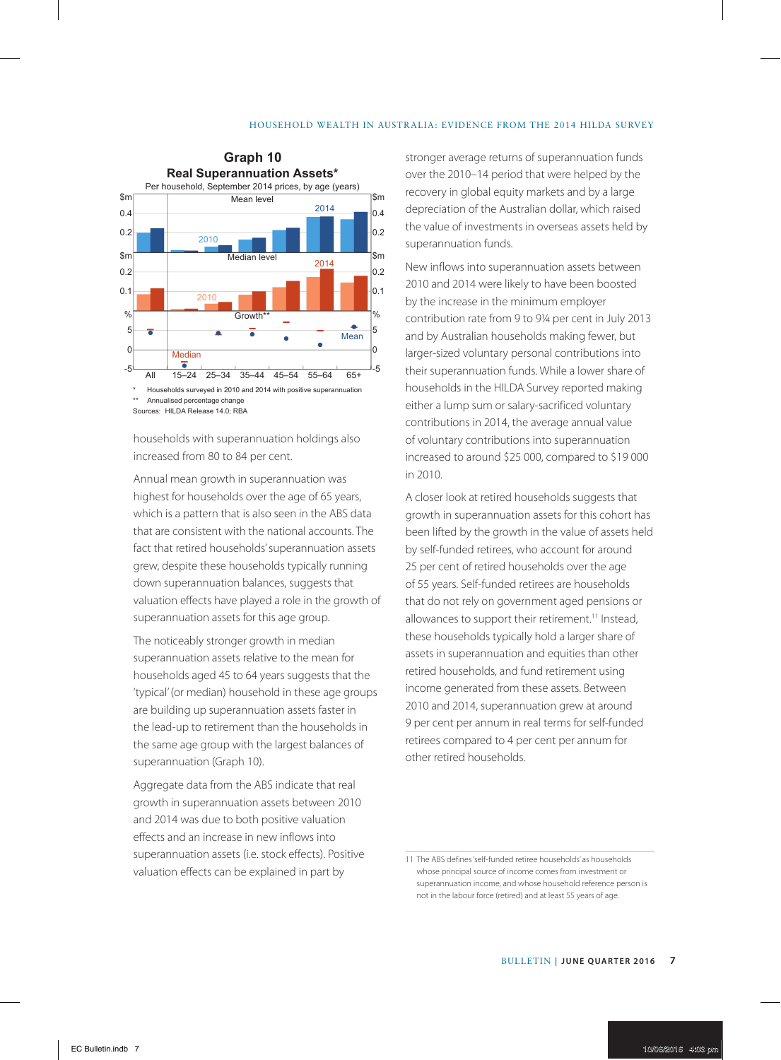**Graph 10**

**Real Superannuation Assets***

Per household, September 2014 prices, by age (years)

\* Households surveyed in 2010 and 2014 with positive superannuation

\*\* Annualised percentage change

Sources: HILDA Release 14.0; RBA

households with superannuation holdings also increased from 80 to 84 per cent.

Annual mean growth in superannuation was highest for households over the age of 65 years, which is a pattern that is also seen in the ABS data that are consistent with the national accounts. The fact that retired households' superannuation assets grew, despite these households typically running down superannuation balances, suggests that valuation effects have played a role in the growth of superannuation assets for this age group.

The noticeably stronger growth in median superannuation assets relative to the mean for households aged 45 to 64 years suggests that the 'typical' (or median) household in these age groups are building up superannuation assets faster in the lead-up to retirement than the households in the same age group with the largest balances of superannuation (Graph 10).

Aggregate data from the ABS indicate that real growth in superannuation assets between 2010 and 2014 was due to both positive valuation effects and an increase in new inflows into superannuation assets (i.e. stock effects). Positive valuation effects can be explained in part by stronger average returns of superannuation funds over the 2010–14 period that were helped by the recovery in global equity markets and by a large depreciation of the Australian dollar, which raised the value of investments in overseas assets held by superannuation funds.

New inflows into superannuation assets between 2010 and 2014 were likely to have been boosted by the increase in the minimum employer contribution rate from 9 to 9¼ per cent in July 2013 and by Australian households making fewer, but larger-sized voluntary personal contributions into their superannuation funds. While a lower share of households in the HILDA Survey reported making either a lump sum or salary-sacrificed voluntary contributions in 2014, the average annual value of voluntary contributions into superannuation increased to around $25 000, compared to $19 000 in 2010.

A closer look at retired households suggests that growth in superannuation assets for this cohort has been lifted by the growth in the value of assets held by self-funded retirees, who account for around 25 per cent of retired households over the age of 55 years. Self-funded retirees are households that do not rely on government aged pensions or allowances to support their retirement.[11] Instead, these households typically hold a larger share of assets in superannuation and equities than other retired households, and fund retirement using income generated from these assets. Between 2010 and 2014, superannuation grew at around 9 per cent per annum in real terms for self-funded retirees compared to 4 per cent per annum for other retired households.

11 The ABS defines 'self-funded retiree households' as households whose principal source of income comes from investment or superannuation income, and whose household reference person is not in the labour force (retired) and at least 55 years of age.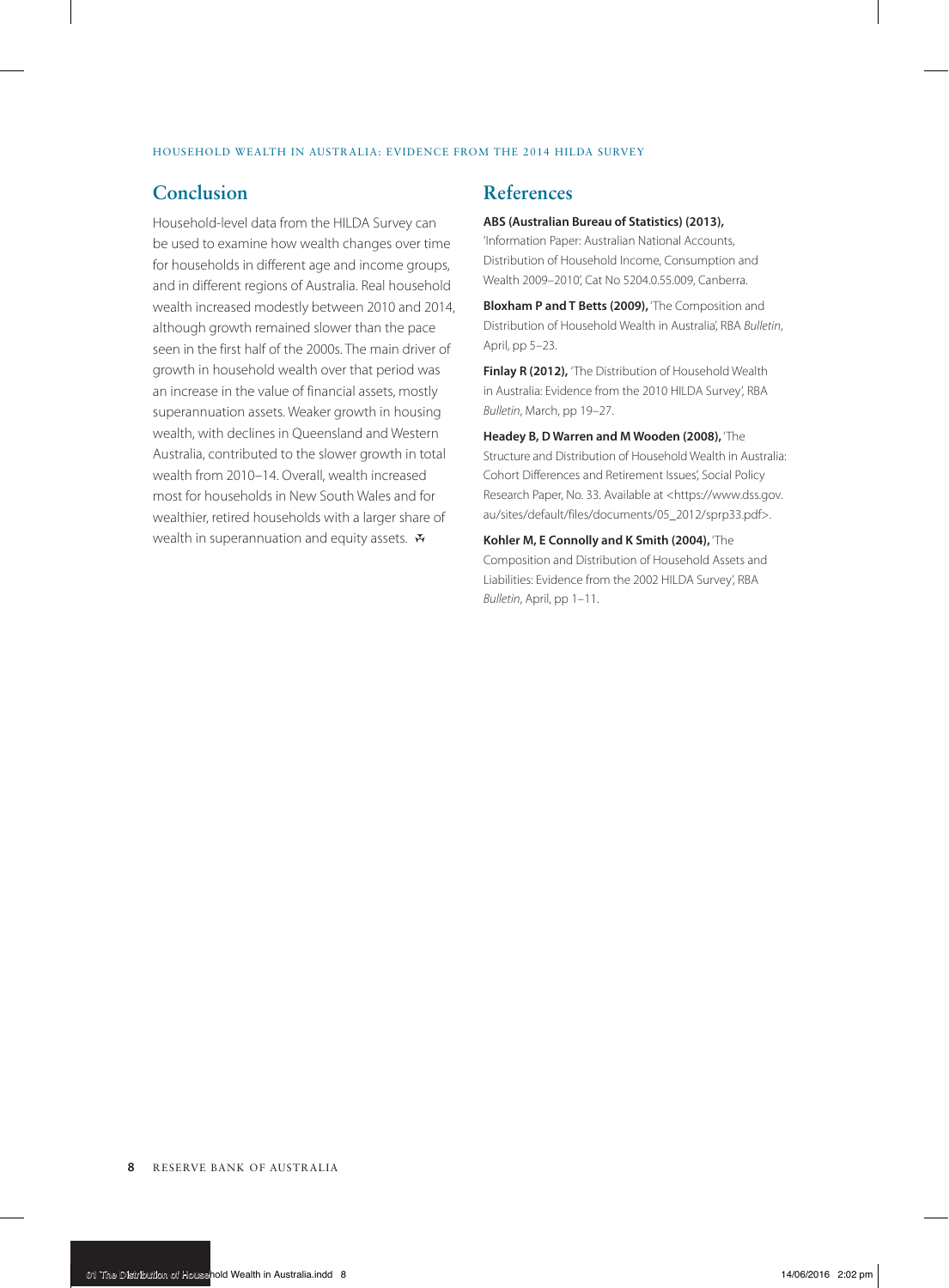## Conclusion

Household-level data from the HILDA Survey can be used to examine how wealth changes over time for households in different age and income groups, and in different regions of Australia. Real household wealth increased modestly between 2010 and 2014, although growth remained slower than the pace seen in the first half of the 2000s. The main driver of growth in household wealth over that period was an increase in the value of financial assets, mostly superannuation assets. Weaker growth in housing wealth, with declines in Queensland and Western Australia, contributed to the slower growth in total wealth from 2010–14. Overall, wealth increased most for households in New South Wales and for wealthier, retired households with a larger share of wealth in superannuation and equity assets.

## References

**ABS (Australian Bureau of Statistics) (2013),** 'Information Paper: Australian National Accounts, Distribution of Household Income, Consumption and Wealth 2009–2010', Cat No 5204.0.55.009, Canberra.

**Bloxham P and T Betts (2009),** 'The Composition and Distribution of Household Wealth in Australia', RBA *Bulletin*, April, pp 5–23.

**Finlay R (2012),** 'The Distribution of Household Wealth in Australia: Evidence from the 2010 HILDA Survey', RBA *Bulletin*, March, pp 19–27.

**Headey B, D Warren and M Wooden (2008),** 'The Structure and Distribution of Household Wealth in Australia: Cohort Differences and Retirement Issues', Social Policy Research Paper, No. 33. Available at <https://www.dss.gov.au/sites/default/files/documents/05_2012/sprp33.pdf>.

**Kohler M, E Connolly and K Smith (2004),** 'The Composition and Distribution of Household Assets and Liabilities: Evidence from the 2002 HILDA Survey', RBA *Bulletin*, April, pp 1–11.